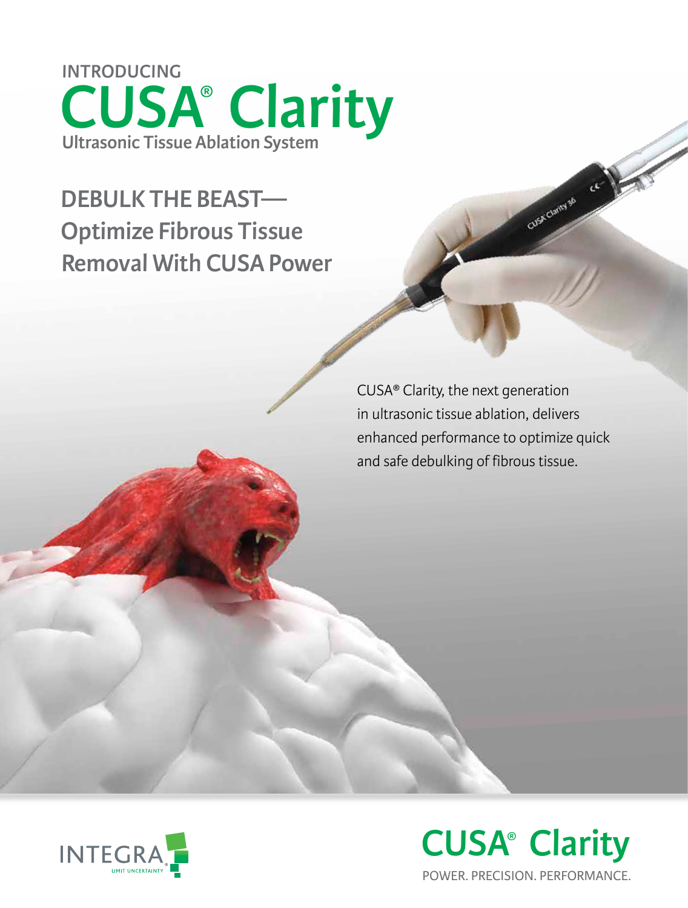INTRODUCING

# CUSA® Clarity

**Ultrasonic Tissue Ablation System**

## DEBULK THE BEAST—Optimize Fibrous Tissue Removal With CUSA Power

CUSA® Clarity, the next generation in ultrasonic tissue ablation, delivers enhanced performance to optimize quick and safe debulking of fibrous tissue.

INTEGRA® LIMIT UNCERTAINTY

**CUSA® Clarity**

POWER. PRECISION. PERFORMANCE.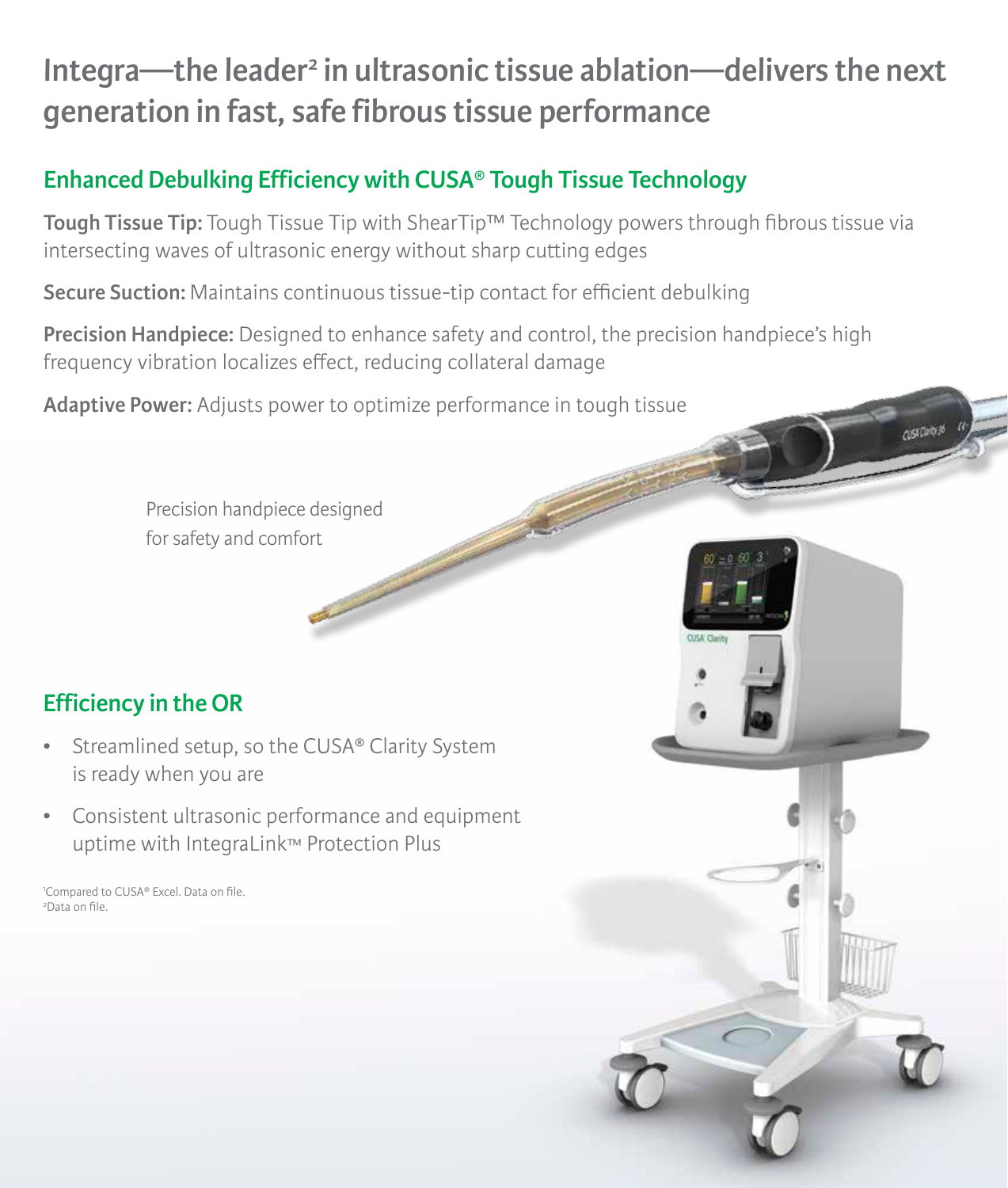# Integra—the leader[2] in ultrasonic tissue ablation—delivers the next generation in fast, safe fibrous tissue performance

## Enhanced Debulking Efficiency with CUSA® Tough Tissue Technology

**Tough Tissue Tip:** Tough Tissue Tip with ShearTip™ Technology powers through fibrous tissue via intersecting waves of ultrasonic energy without sharp cutting edges

**Secure Suction:** Maintains continuous tissue-tip contact for efficient debulking

**Precision Handpiece:** Designed to enhance safety and control, the precision handpiece's high frequency vibration localizes effect, reducing collateral damage

**Adaptive Power:** Adjusts power to optimize performance in tough tissue

Precision handpiece designed for safety and comfort

## Efficiency in the OR

- Streamlined setup, so the CUSA® Clarity System is ready when you are
- Consistent ultrasonic performance and equipment uptime with IntegraLink™ Protection Plus

[1]Compared to CUSA® Excel. Data on file.
[2]Data on file.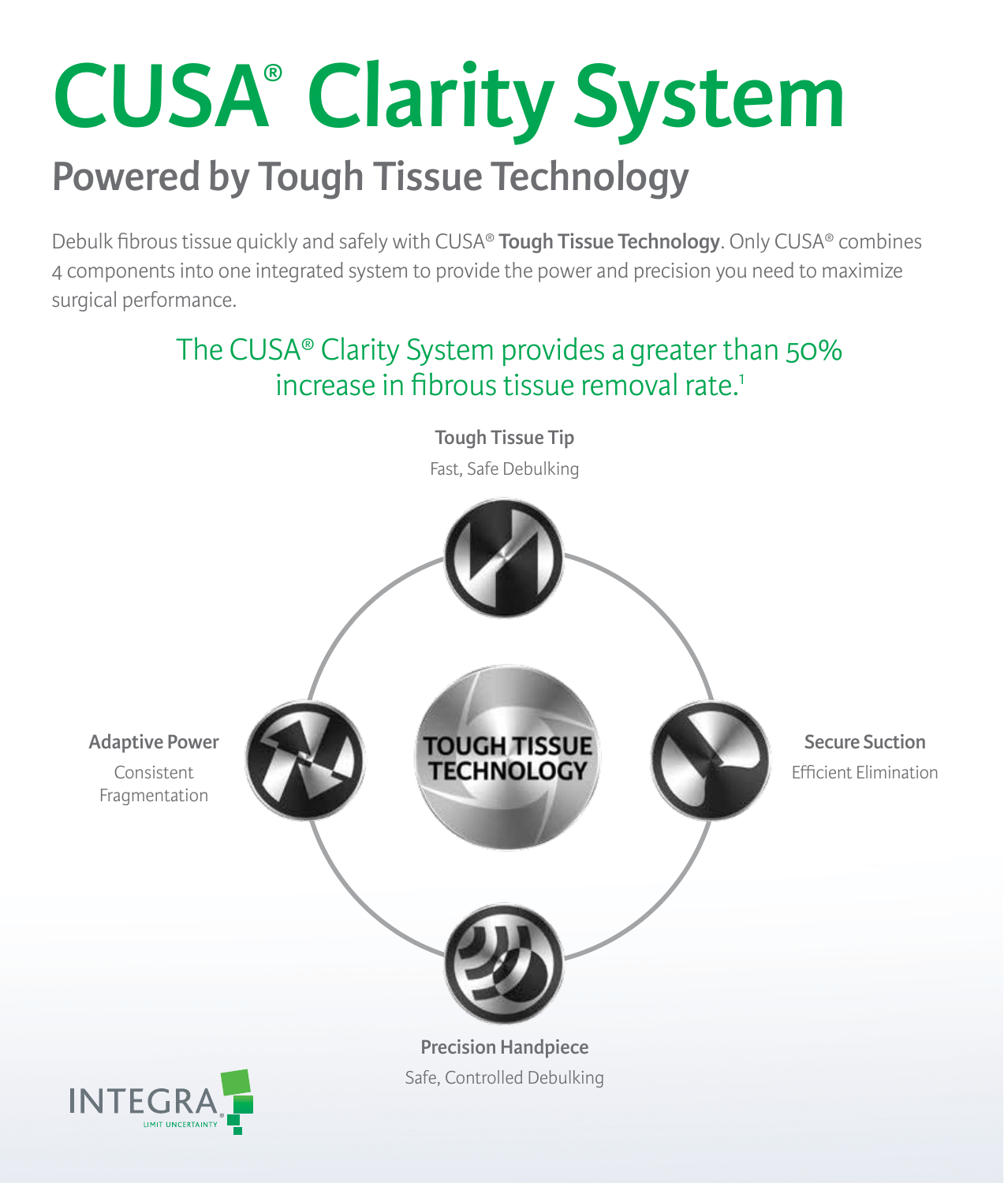# CUSA® Clarity System

## Powered by Tough Tissue Technology

Debulk fibrous tissue quickly and safely with CUSA® **Tough Tissue Technology**. Only CUSA® combines 4 components into one integrated system to provide the power and precision you need to maximize surgical performance.

The CUSA® Clarity System provides a greater than 50% increase in fibrous tissue removal rate.[1]

**Tough Tissue Tip**
Fast, Safe Debulking

**Adaptive Power**
Consistent Fragmentation

TOUGH TISSUE TECHNOLOGY

**Secure Suction**
Efficient Elimination

**Precision Handpiece**
Safe, Controlled Debulking

INTEGRA
LIMIT UNCERTAINTY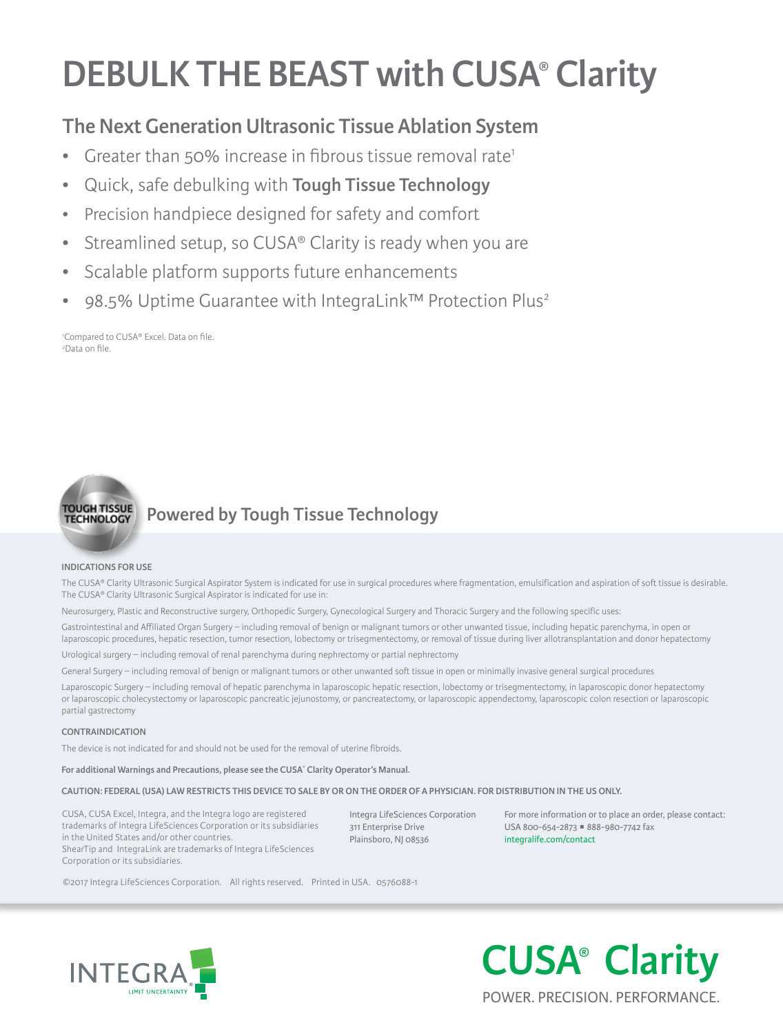# DEBULK THE BEAST with CUSA® Clarity

## The Next Generation Ultrasonic Tissue Ablation System

- Greater than 50% increase in fibrous tissue removal rate[1]
- Quick, safe debulking with **Tough Tissue Technology**
- Precision handpiece designed for safety and comfort
- Streamlined setup, so CUSA® Clarity is ready when you are
- Scalable platform supports future enhancements
- 98.5% Uptime Guarantee with IntegraLink™ Protection Plus[2]

[1]Compared to CUSA® Excel. Data on file.
[2]Data on file.

TOUGH TISSUE TECHNOLOGY

## Powered by Tough Tissue Technology

**INDICATIONS FOR USE**

The CUSA® Clarity Ultrasonic Surgical Aspirator System is indicated for use in surgical procedures where fragmentation, emulsification and aspiration of soft tissue is desirable. The CUSA® Clarity Ultrasonic Surgical Aspirator is indicated for use in:

Neurosurgery, Plastic and Reconstructive surgery, Orthopedic Surgery, Gynecological Surgery and Thoracic Surgery and the following specific uses:

Gastrointestinal and Affiliated Organ Surgery – including removal of benign or malignant tumors or other unwanted tissue, including hepatic parenchyma, in open or laparoscopic procedures, hepatic resection, tumor resection, lobectomy or trisegmentectomy, or removal of tissue during liver allotransplantation and donor hepatectomy

Urological surgery – including removal of renal parenchyma during nephrectomy or partial nephrectomy

General Surgery – including removal of benign or malignant tumors or other unwanted soft tissue in open or minimally invasive general surgical procedures

Laparoscopic Surgery – including removal of hepatic parenchyma in laparoscopic hepatic resection, lobectomy or trisegmentectomy, in laparoscopic donor hepatectomy or laparoscopic cholecystectomy or laparoscopic pancreatic jejunostomy, or pancreatectomy, or laparoscopic appendectomy, laparoscopic colon resection or laparoscopic partial gastrectomy

**CONTRAINDICATION**

The device is not indicated for and should not be used for the removal of uterine fibroids.

**For additional Warnings and Precautions, please see the CUSA® Clarity Operator's Manual.**

**CAUTION: FEDERAL (USA) LAW RESTRICTS THIS DEVICE TO SALE BY OR ON THE ORDER OF A PHYSICIAN. FOR DISTRIBUTION IN THE US ONLY.**

CUSA, CUSA Excel, Integra, and the Integra logo are registered trademarks of Integra LifeSciences Corporation or its subsidiaries in the United States and/or other countries.
ShearTip and IntegraLink are trademarks of Integra LifeSciences Corporation or its subsidiaries.

Integra LifeSciences Corporation
311 Enterprise Drive
Plainsboro, NJ 08536

For more information or to place an order, please contact:
USA 800-654-2873 ■ 888-980-7742 fax
integralife.com/contact

©2017 Integra LifeSciences Corporation. All rights reserved. Printed in USA. 0576088-1

INTEGRA® LIMIT UNCERTAINTY

CUSA® Clarity

POWER. PRECISION. PERFORMANCE.